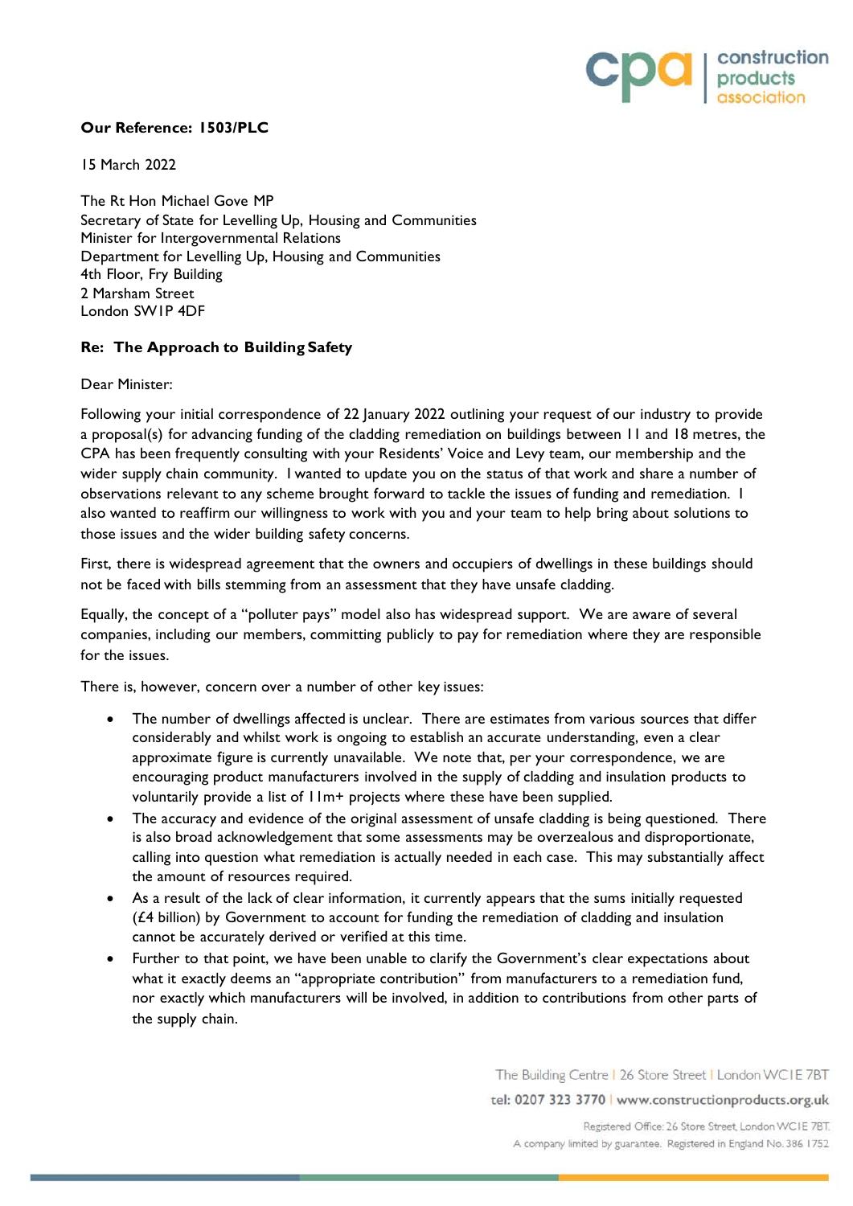**Our Reference: 1503/PLC**

15 March 2022

The Rt Hon Michael Gove MP
Secretary of State for Levelling Up, Housing and Communities
Minister for Intergovernmental Relations
Department for Levelling Up, Housing and Communities
4th Floor, Fry Building
2 Marsham Street
London SW1P 4DF

**Re: The Approach to Building Safety**

Dear Minister:

Following your initial correspondence of 22 January 2022 outlining your request of our industry to provide a proposal(s) for advancing funding of the cladding remediation on buildings between 11 and 18 metres, the CPA has been frequently consulting with your Residents' Voice and Levy team, our membership and the wider supply chain community. I wanted to update you on the status of that work and share a number of observations relevant to any scheme brought forward to tackle the issues of funding and remediation. I also wanted to reaffirm our willingness to work with you and your team to help bring about solutions to those issues and the wider building safety concerns.

First, there is widespread agreement that the owners and occupiers of dwellings in these buildings should not be faced with bills stemming from an assessment that they have unsafe cladding.

Equally, the concept of a "polluter pays" model also has widespread support. We are aware of several companies, including our members, committing publicly to pay for remediation where they are responsible for the issues.

There is, however, concern over a number of other key issues:

- The number of dwellings affected is unclear. There are estimates from various sources that differ considerably and whilst work is ongoing to establish an accurate understanding, even a clear approximate figure is currently unavailable. We note that, per your correspondence, we are encouraging product manufacturers involved in the supply of cladding and insulation products to voluntarily provide a list of 11m+ projects where these have been supplied.
- The accuracy and evidence of the original assessment of unsafe cladding is being questioned. There is also broad acknowledgement that some assessments may be overzealous and disproportionate, calling into question what remediation is actually needed in each case. This may substantially affect the amount of resources required.
- As a result of the lack of clear information, it currently appears that the sums initially requested (£4 billion) by Government to account for funding the remediation of cladding and insulation cannot be accurately derived or verified at this time.
- Further to that point, we have been unable to clarify the Government's clear expectations about what it exactly deems an "appropriate contribution" from manufacturers to a remediation fund, nor exactly which manufacturers will be involved, in addition to contributions from other parts of the supply chain.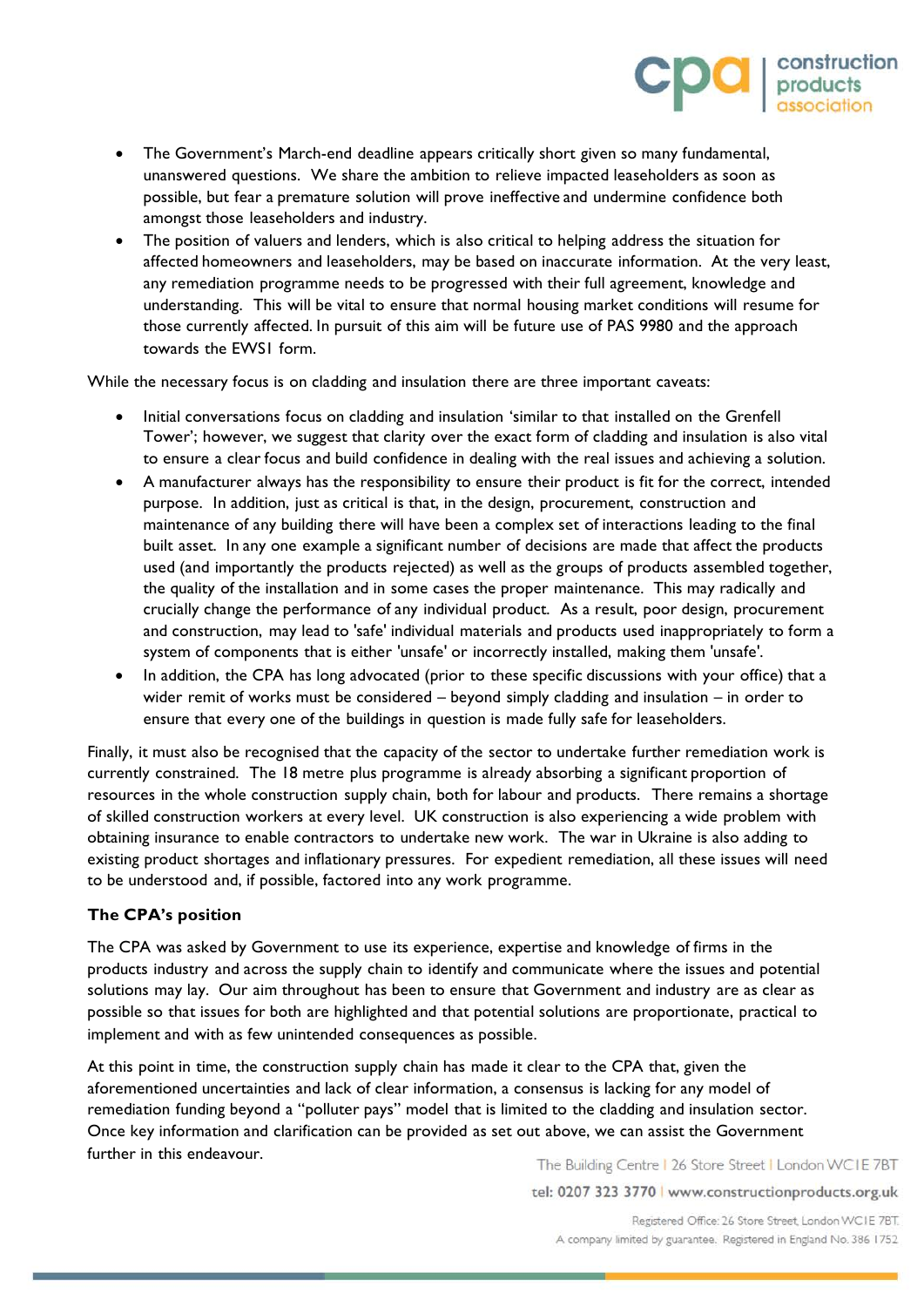- The Government's March-end deadline appears critically short given so many fundamental, unanswered questions. We share the ambition to relieve impacted leaseholders as soon as possible, but fear a premature solution will prove ineffective and undermine confidence both amongst those leaseholders and industry.
- The position of valuers and lenders, which is also critical to helping address the situation for affected homeowners and leaseholders, may be based on inaccurate information. At the very least, any remediation programme needs to be progressed with their full agreement, knowledge and understanding. This will be vital to ensure that normal housing market conditions will resume for those currently affected. In pursuit of this aim will be future use of PAS 9980 and the approach towards the EWS1 form.

While the necessary focus is on cladding and insulation there are three important caveats:

- Initial conversations focus on cladding and insulation 'similar to that installed on the Grenfell Tower'; however, we suggest that clarity over the exact form of cladding and insulation is also vital to ensure a clear focus and build confidence in dealing with the real issues and achieving a solution.
- A manufacturer always has the responsibility to ensure their product is fit for the correct, intended purpose. In addition, just as critical is that, in the design, procurement, construction and maintenance of any building there will have been a complex set of interactions leading to the final built asset. In any one example a significant number of decisions are made that affect the products used (and importantly the products rejected) as well as the groups of products assembled together, the quality of the installation and in some cases the proper maintenance. This may radically and crucially change the performance of any individual product. As a result, poor design, procurement and construction, may lead to 'safe' individual materials and products used inappropriately to form a system of components that is either 'unsafe' or incorrectly installed, making them 'unsafe'.
- In addition, the CPA has long advocated (prior to these specific discussions with your office) that a wider remit of works must be considered – beyond simply cladding and insulation – in order to ensure that every one of the buildings in question is made fully safe for leaseholders.

Finally, it must also be recognised that the capacity of the sector to undertake further remediation work is currently constrained. The 18 metre plus programme is already absorbing a significant proportion of resources in the whole construction supply chain, both for labour and products. There remains a shortage of skilled construction workers at every level. UK construction is also experiencing a wide problem with obtaining insurance to enable contractors to undertake new work. The war in Ukraine is also adding to existing product shortages and inflationary pressures. For expedient remediation, all these issues will need to be understood and, if possible, factored into any work programme.

**The CPA's position**

The CPA was asked by Government to use its experience, expertise and knowledge of firms in the products industry and across the supply chain to identify and communicate where the issues and potential solutions may lay. Our aim throughout has been to ensure that Government and industry are as clear as possible so that issues for both are highlighted and that potential solutions are proportionate, practical to implement and with as few unintended consequences as possible.

At this point in time, the construction supply chain has made it clear to the CPA that, given the aforementioned uncertainties and lack of clear information, a consensus is lacking for any model of remediation funding beyond a "polluter pays" model that is limited to the cladding and insulation sector. Once key information and clarification can be provided as set out above, we can assist the Government further in this endeavour.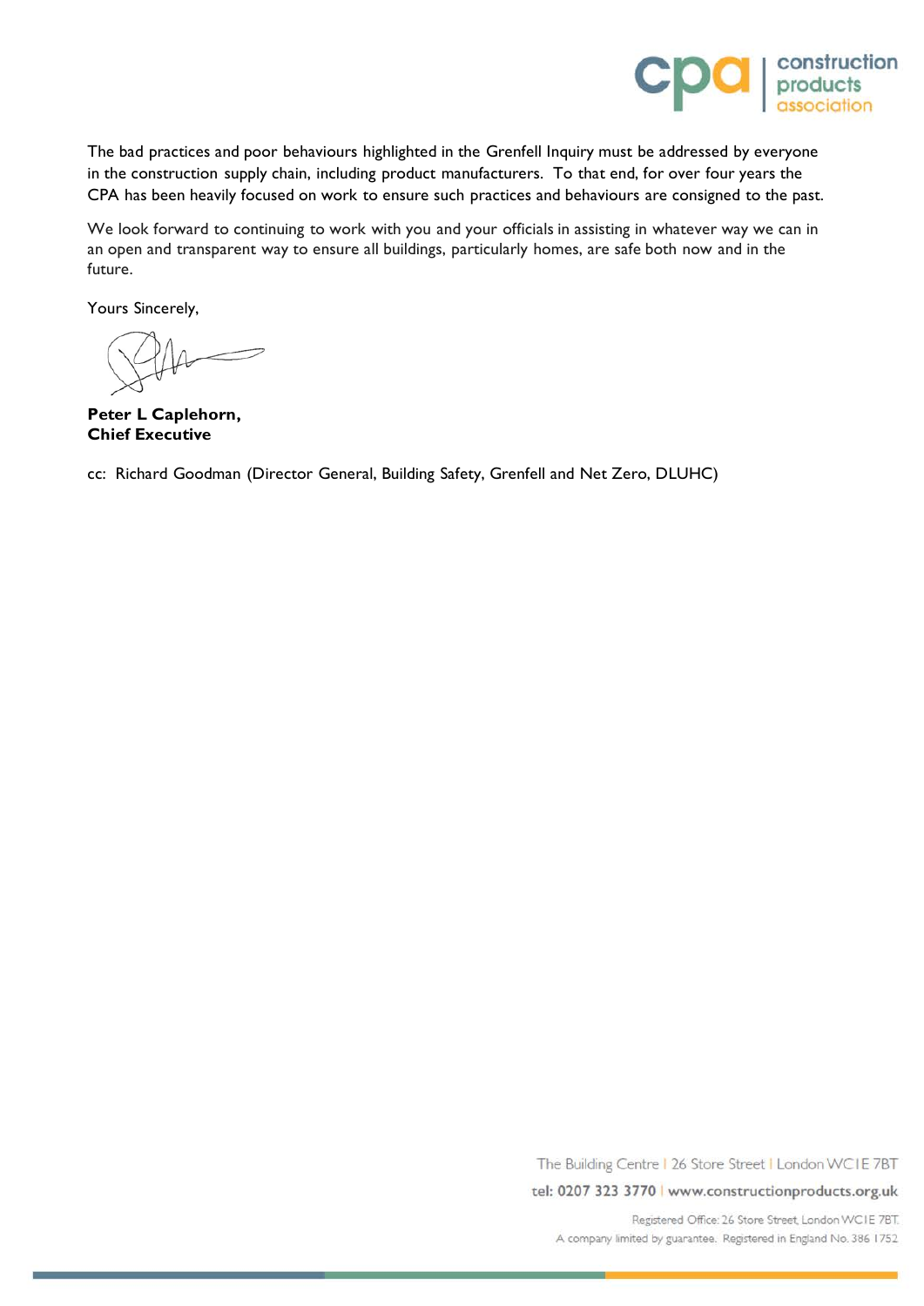The bad practices and poor behaviours highlighted in the Grenfell Inquiry must be addressed by everyone in the construction supply chain, including product manufacturers. To that end, for over four years the CPA has been heavily focused on work to ensure such practices and behaviours are consigned to the past.

We look forward to continuing to work with you and your officials in assisting in whatever way we can in an open and transparent way to ensure all buildings, particularly homes, are safe both now and in the future.

Yours Sincerely,

**Peter L Caplehorn,**
**Chief Executive**

cc: Richard Goodman (Director General, Building Safety, Grenfell and Net Zero, DLUHC)

The Building Centre | 26 Store Street | London WC1E 7BT
tel: 0207 323 3770 | www.constructionproducts.org.uk

Registered Office: 26 Store Street, London WC1E 7BT.
A company limited by guarantee. Registered in England No. 386 1752